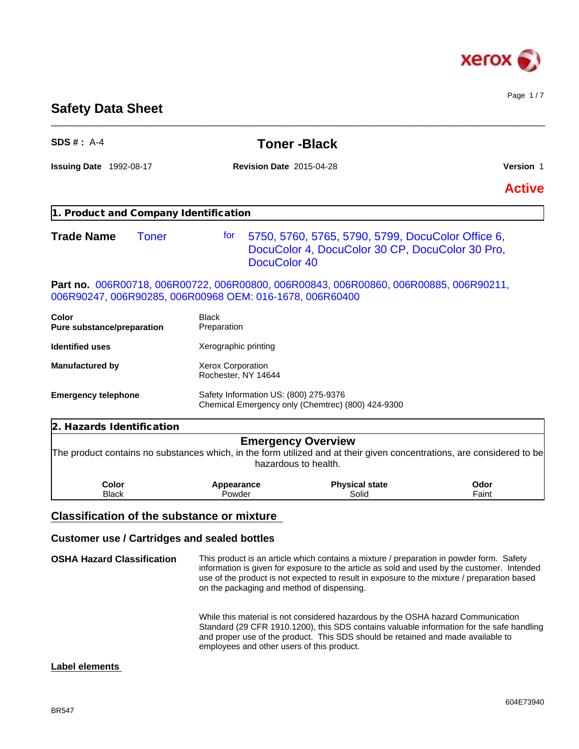# Safety Data Sheet

**SDS # :** A-4

## Toner -Black

**Issuing Date** 1992-08-17 **Revision Date** 2015-04-28 **Version** 1

**Active**

## 1. Product and Company Identification

**Trade Name** Toner for 5750, 5760, 5765, 5790, 5799, DocuColor Office 6, DocuColor 4, DocuColor 30 CP, DocuColor 30 Pro, DocuColor 40

**Part no.** 006R00718, 006R00722, 006R00800, 006R00843, 006R00860, 006R00885, 006R90211, 006R90247, 006R90285, 006R00968 OEM: 016-1678, 006R60400

| | |
|---|---|
| **Color** | Black |
| **Pure substance/preparation** | Preparation |
| **Identified uses** | Xerographic printing |
| **Manufactured by** | Xerox Corporation<br>Rochester, NY 14644 |
| **Emergency telephone** | Safety Information US: (800) 275-9376<br>Chemical Emergency only (Chemtrec) (800) 424-9300 |

## 2. Hazards Identification

### Emergency Overview

The product contains no substances which, in the form utilized and at their given concentrations, are considered to be hazardous to health.

| Color | Appearance | Physical state | Odor |
|---|---|---|---|
| Black | Powder | Solid | Faint |

### Classification of the substance or mixture

### Customer use / Cartridges and sealed bottles

**OSHA Hazard Classification**

This product is an article which contains a mixture / preparation in powder form. Safety information is given for exposure to the article as sold and used by the customer. Intended use of the product is not expected to result in exposure to the mixture / preparation based on the packaging and method of dispensing.

While this material is not considered hazardous by the OSHA hazard Communication Standard (29 CFR 1910.1200), this SDS contains valuable information for the safe handling and proper use of the product. This SDS should be retained and made available to employees and other users of this product.

### Label elements

BR547

604E73940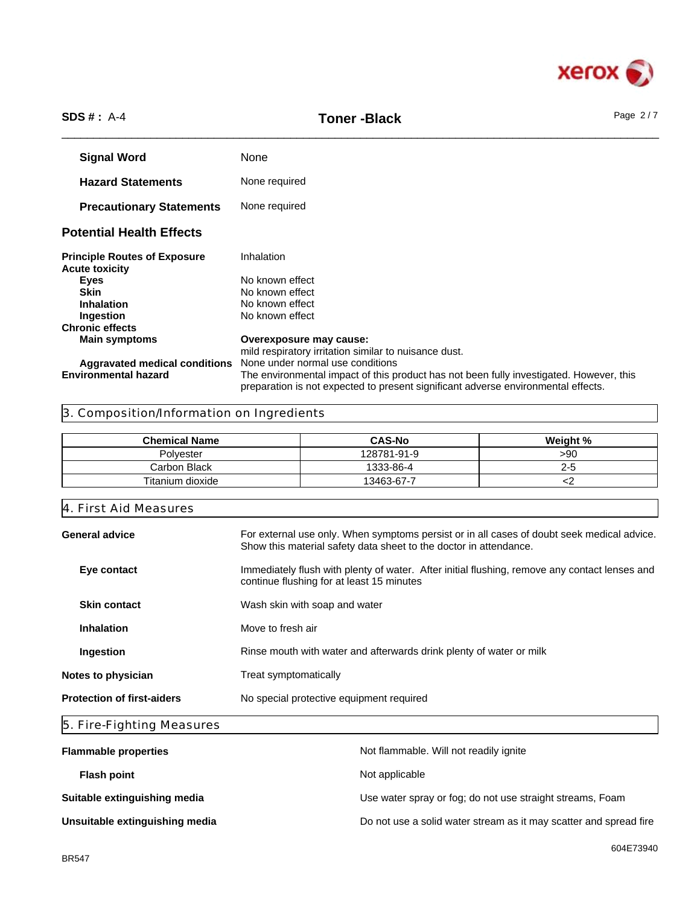**Signal Word** None

**Hazard Statements** None required

**Precautionary Statements** None required

## Potential Health Effects

**Principle Routes of Exposure** Inhalation

**Acute toxicity**

- **Eyes** No known effect
- **Skin** No known effect
- **Inhalation** No known effect
- **Ingestion** No known effect

**Chronic effects**

- **Main symptoms** **Overexposure may cause:**
  mild respiratory irritation similar to nuisance dust.
- **Aggravated medical conditions** None under normal use conditions

**Environmental hazard** The environmental impact of this product has not been fully investigated. However, this preparation is not expected to present significant adverse environmental effects.

## 3. Composition/Information on Ingredients

| Chemical Name | CAS-No | Weight % |
|---|---|---|
| Polyester | 128781-91-9 | >90 |
| Carbon Black | 1333-86-4 | 2-5 |
| Titanium dioxide | 13463-67-7 | <2 |

## 4. First Aid Measures

**General advice** For external use only. When symptoms persist or in all cases of doubt seek medical advice. Show this material safety data sheet to the doctor in attendance.

**Eye contact** Immediately flush with plenty of water. After initial flushing, remove any contact lenses and continue flushing for at least 15 minutes

**Skin contact** Wash skin with soap and water

**Inhalation** Move to fresh air

**Ingestion** Rinse mouth with water and afterwards drink plenty of water or milk

**Notes to physician** Treat symptomatically

**Protection of first-aiders** No special protective equipment required

## 5. Fire-Fighting Measures

**Flammable properties** Not flammable. Will not readily ignite

**Flash point** Not applicable

**Suitable extinguishing media** Use water spray or fog; do not use straight streams, Foam

**Unsuitable extinguishing media** Do not use a solid water stream as it may scatter and spread fire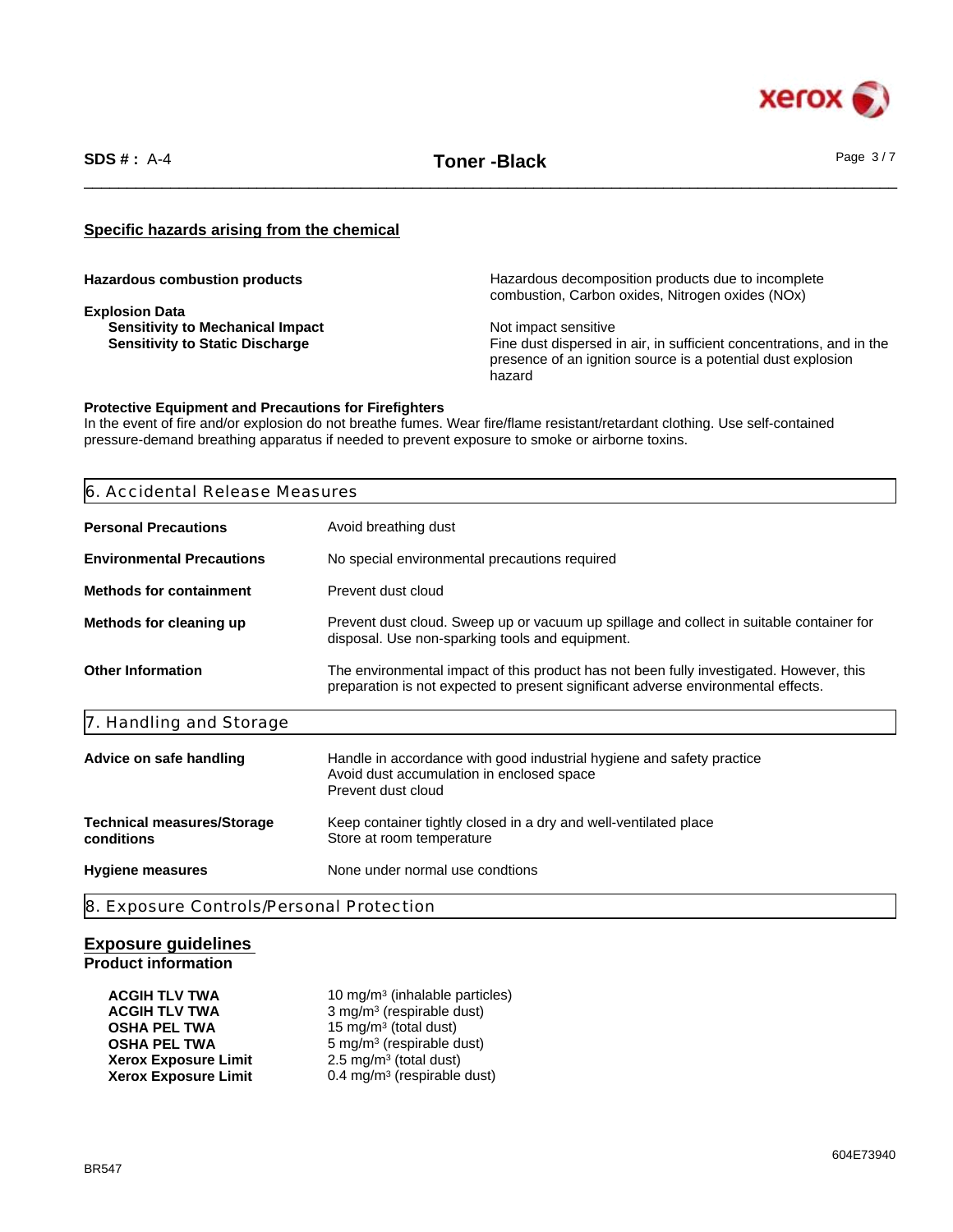## Specific hazards arising from the chemical

| | |
|---|---|
| **Hazardous combustion products** | Hazardous decomposition products due to incomplete combustion, Carbon oxides, Nitrogen oxides (NOx) |
| **Explosion Data** | |
| **Sensitivity to Mechanical Impact** | Not impact sensitive |
| **Sensitivity to Static Discharge** | Fine dust dispersed in air, in sufficient concentrations, and in the presence of an ignition source is a potential dust explosion hazard |

**Protective Equipment and Precautions for Firefighters**
In the event of fire and/or explosion do not breathe fumes. Wear fire/flame resistant/retardant clothing. Use self-contained pressure-demand breathing apparatus if needed to prevent exposure to smoke or airborne toxins.

## 6. Accidental Release Measures

| | |
|---|---|
| **Personal Precautions** | Avoid breathing dust |
| **Environmental Precautions** | No special environmental precautions required |
| **Methods for containment** | Prevent dust cloud |
| **Methods for cleaning up** | Prevent dust cloud. Sweep up or vacuum up spillage and collect in suitable container for disposal. Use non-sparking tools and equipment. |
| **Other Information** | The environmental impact of this product has not been fully investigated. However, this preparation is not expected to present significant adverse environmental effects. |

## 7. Handling and Storage

| | |
|---|---|
| **Advice on safe handling** | Handle in accordance with good industrial hygiene and safety practice<br>Avoid dust accumulation in enclosed space<br>Prevent dust cloud |
| **Technical measures/Storage conditions** | Keep container tightly closed in a dry and well-ventilated place<br>Store at room temperature |
| **Hygiene measures** | None under normal use condtions |

## 8. Exposure Controls/Personal Protection

### Exposure guidelines

**Product information**

| | |
|---|---|
| **ACGIH TLV TWA** | 10 mg/m³ (inhalable particles) |
| **ACGIH TLV TWA** | 3 mg/m³ (respirable dust) |
| **OSHA PEL TWA** | 15 mg/m³ (total dust) |
| **OSHA PEL TWA** | 5 mg/m³ (respirable dust) |
| **Xerox Exposure Limit** | 2.5 mg/m³ (total dust) |
| **Xerox Exposure Limit** | 0.4 mg/m³ (respirable dust) |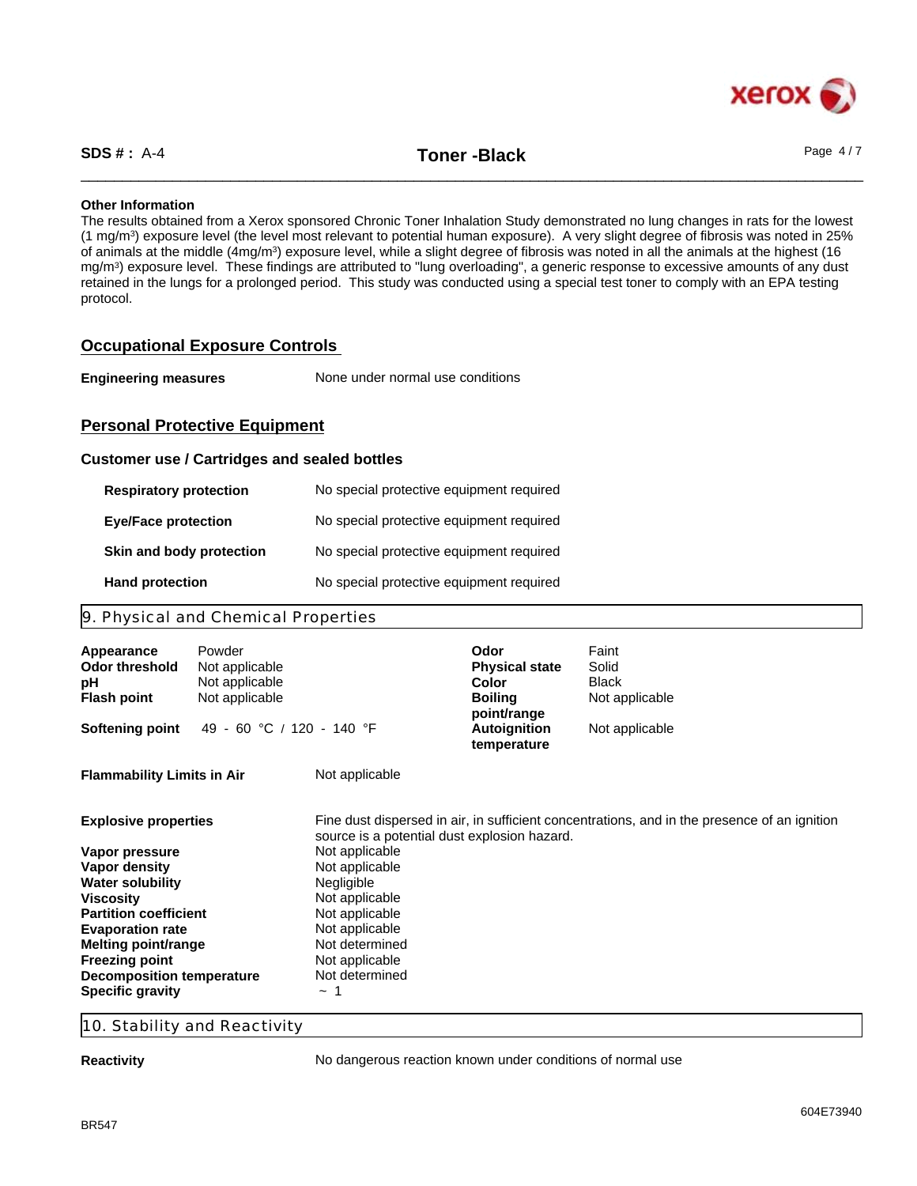**Other Information**

The results obtained from a Xerox sponsored Chronic Toner Inhalation Study demonstrated no lung changes in rats for the lowest (1 mg/m³) exposure level (the level most relevant to potential human exposure). A very slight degree of fibrosis was noted in 25% of animals at the middle (4mg/m³) exposure level, while a slight degree of fibrosis was noted in all the animals at the highest (16 mg/m³) exposure level. These findings are attributed to "lung overloading", a generic response to excessive amounts of any dust retained in the lungs for a prolonged period. This study was conducted using a special test toner to comply with an EPA testing protocol.

## Occupational Exposure Controls

**Engineering measures** None under normal use conditions

## Personal Protective Equipment

### Customer use / Cartridges and sealed bottles

| | |
|---|---|
| **Respiratory protection** | No special protective equipment required |
| **Eye/Face protection** | No special protective equipment required |
| **Skin and body protection** | No special protective equipment required |
| **Hand protection** | No special protective equipment required |

## 9. Physical and Chemical Properties

| | | | |
|---|---|---|---|
| **Appearance** | Powder | **Odor** | Faint |
| **Odor threshold** | Not applicable | **Physical state** | Solid |
| **pH** | Not applicable | **Color** | Black |
| **Flash point** | Not applicable | **Boiling point/range** | Not applicable |
| **Softening point** | 49 - 60 °C / 120 - 140 °F | **Autoignition temperature** | Not applicable |

**Flammability Limits in Air** Not applicable

| | |
|---|---|
| **Explosive properties** | Fine dust dispersed in air, in sufficient concentrations, and in the presence of an ignition source is a potential dust explosion hazard. |
| **Vapor pressure** | Not applicable |
| **Vapor density** | Not applicable |
| **Water solubility** | Negligible |
| **Viscosity** | Not applicable |
| **Partition coefficient** | Not applicable |
| **Evaporation rate** | Not applicable |
| **Melting point/range** | Not determined |
| **Freezing point** | Not applicable |
| **Decomposition temperature** | Not determined |
| **Specific gravity** | ~ 1 |

## 10. Stability and Reactivity

**Reactivity** No dangerous reaction known under conditions of normal use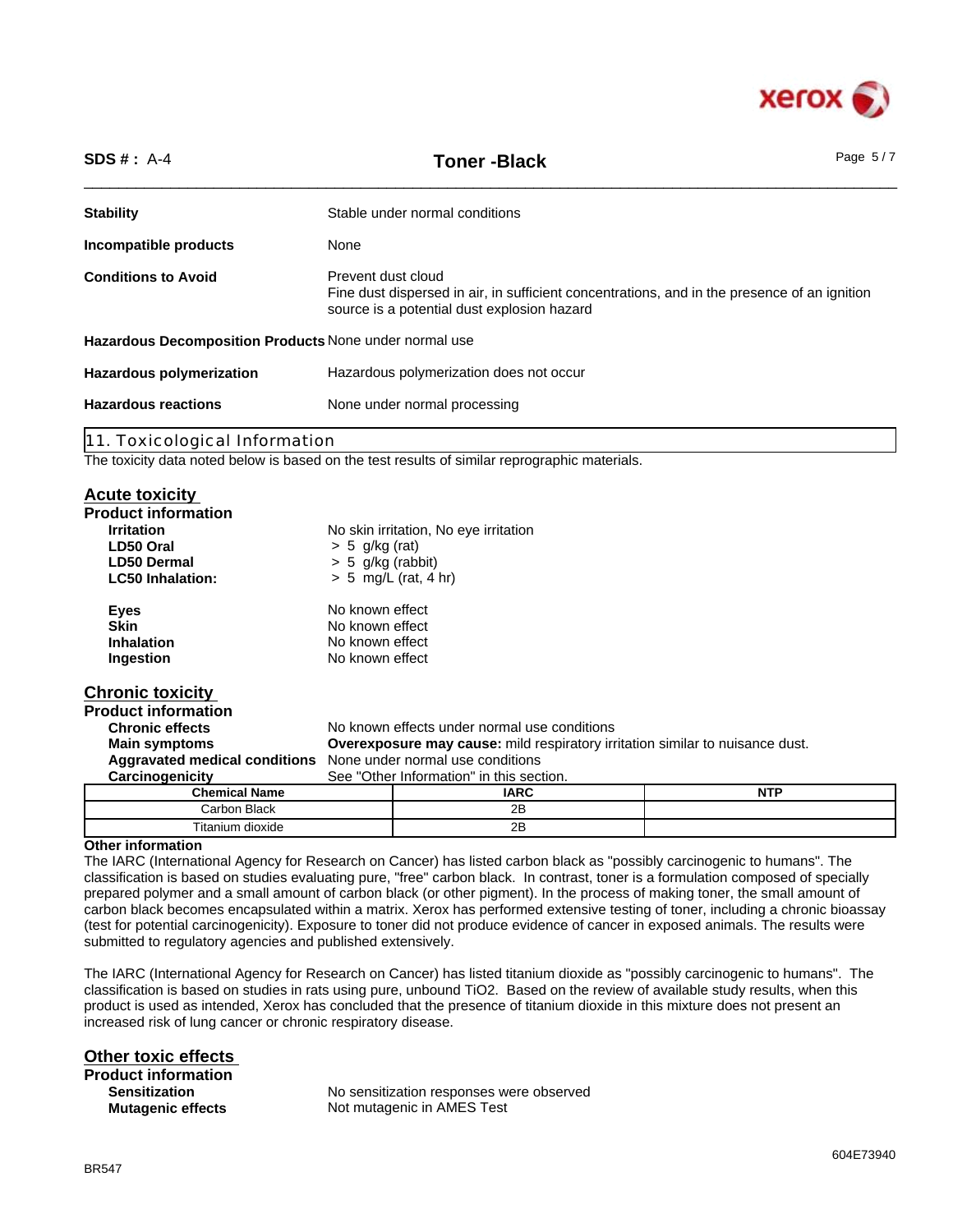**Stability** Stable under normal conditions

**Incompatible products** None

**Conditions to Avoid** Prevent dust cloud
Fine dust dispersed in air, in sufficient concentrations, and in the presence of an ignition source is a potential dust explosion hazard

**Hazardous Decomposition Products** None under normal use

**Hazardous polymerization** Hazardous polymerization does not occur

**Hazardous reactions** None under normal processing

## 11. Toxicological Information

The toxicity data noted below is based on the test results of similar reprographic materials.

### Acute toxicity

**Product information**

- **Irritation** No skin irritation, No eye irritation
- **LD50 Oral** > 5 g/kg (rat)
- **LD50 Dermal** > 5 g/kg (rabbit)
- **LC50 Inhalation:** > 5 mg/L (rat, 4 hr)

- **Eyes** No known effect
- **Skin** No known effect
- **Inhalation** No known effect
- **Ingestion** No known effect

### Chronic toxicity

**Product information**

- **Chronic effects** No known effects under normal use conditions
- **Main symptoms** **Overexposure may cause:** mild respiratory irritation similar to nuisance dust.
- **Aggravated medical conditions** None under normal use conditions
- **Carcinogenicity** See "Other Information" in this section.

| Chemical Name | IARC | NTP |
|---|---|---|
| Carbon Black | 2B | |
| Titanium dioxide | 2B | |

**Other information**

The IARC (International Agency for Research on Cancer) has listed carbon black as "possibly carcinogenic to humans". The classification is based on studies evaluating pure, "free" carbon black. In contrast, toner is a formulation composed of specially prepared polymer and a small amount of carbon black (or other pigment). In the process of making toner, the small amount of carbon black becomes encapsulated within a matrix. Xerox has performed extensive testing of toner, including a chronic bioassay (test for potential carcinogenicity). Exposure to toner did not produce evidence of cancer in exposed animals. The results were submitted to regulatory agencies and published extensively.

The IARC (International Agency for Research on Cancer) has listed titanium dioxide as "possibly carcinogenic to humans". The classification is based on studies in rats using pure, unbound $TiO_2$. Based on the review of available study results, when this product is used as intended, Xerox has concluded that the presence of titanium dioxide in this mixture does not present an increased risk of lung cancer or chronic respiratory disease.

### Other toxic effects

**Product information**

- **Sensitization** No sensitization responses were observed
- **Mutagenic effects** Not mutagenic in AMES Test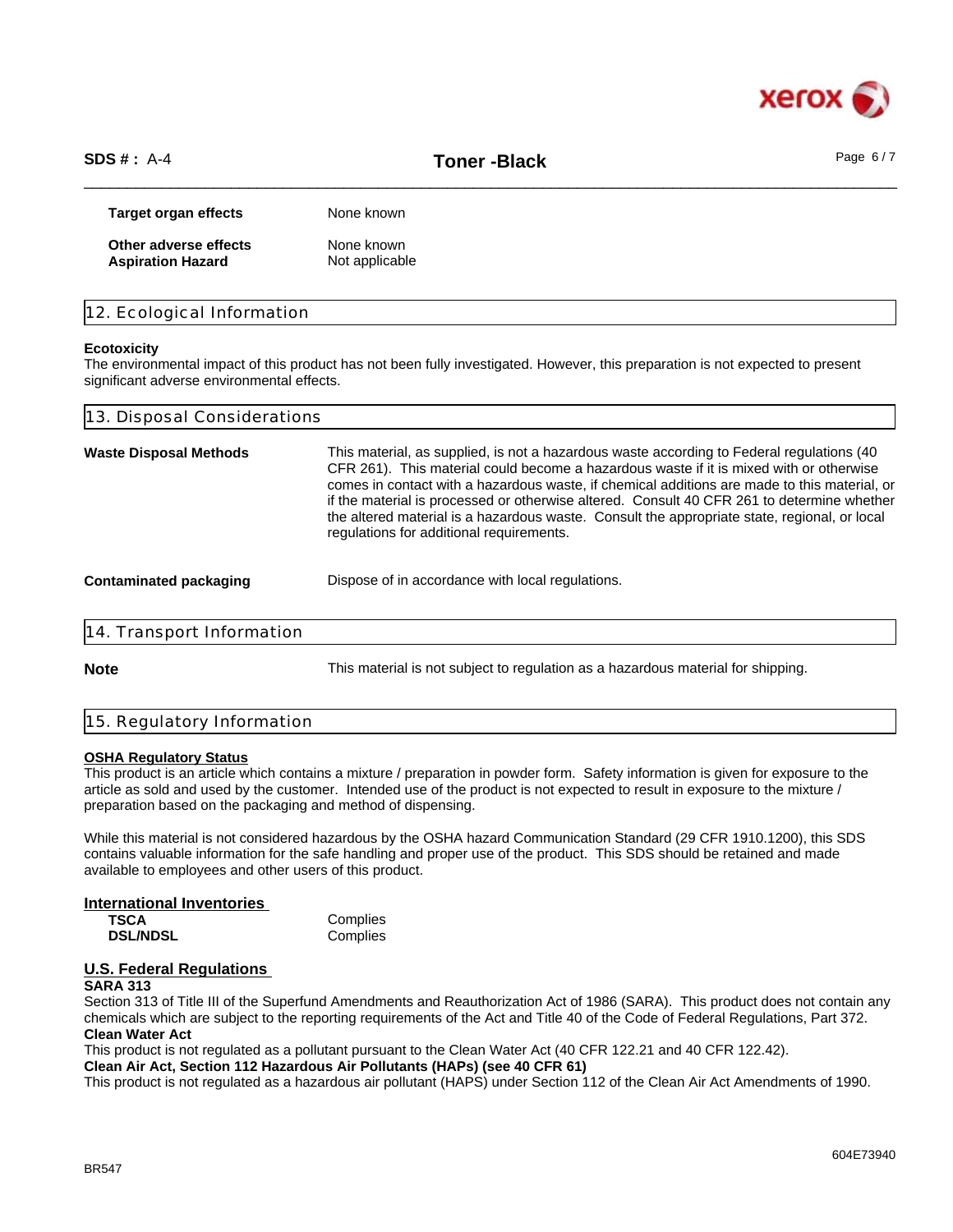**Target organ effects** None known

**Other adverse effects** None known
**Aspiration Hazard** Not applicable

## 12. Ecological Information

**Ecotoxicity**
The environmental impact of this product has not been fully investigated. However, this preparation is not expected to present significant adverse environmental effects.

## 13. Disposal Considerations

**Waste Disposal Methods** This material, as supplied, is not a hazardous waste according to Federal regulations (40 CFR 261). This material could become a hazardous waste if it is mixed with or otherwise comes in contact with a hazardous waste, if chemical additions are made to this material, or if the material is processed or otherwise altered. Consult 40 CFR 261 to determine whether the altered material is a hazardous waste. Consult the appropriate state, regional, or local regulations for additional requirements.

**Contaminated packaging** Dispose of in accordance with local regulations.

## 14. Transport Information

**Note** This material is not subject to regulation as a hazardous material for shipping.

## 15. Regulatory Information

**OSHA Regulatory Status**
This product is an article which contains a mixture / preparation in powder form. Safety information is given for exposure to the article as sold and used by the customer. Intended use of the product is not expected to result in exposure to the mixture / preparation based on the packaging and method of dispensing.

While this material is not considered hazardous by the OSHA hazard Communication Standard (29 CFR 1910.1200), this SDS contains valuable information for the safe handling and proper use of the product. This SDS should be retained and made available to employees and other users of this product.

**International Inventories**

| | |
|---|---|
| **TSCA** | Complies |
| **DSL/NDSL** | Complies |

**U.S. Federal Regulations**

**SARA 313**
Section 313 of Title III of the Superfund Amendments and Reauthorization Act of 1986 (SARA). This product does not contain any chemicals which are subject to the reporting requirements of the Act and Title 40 of the Code of Federal Regulations, Part 372.

**Clean Water Act**
This product is not regulated as a pollutant pursuant to the Clean Water Act (40 CFR 122.21 and 40 CFR 122.42).

**Clean Air Act, Section 112 Hazardous Air Pollutants (HAPs) (see 40 CFR 61)**
This product is not regulated as a hazardous air pollutant (HAPS) under Section 112 of the Clean Air Act Amendments of 1990.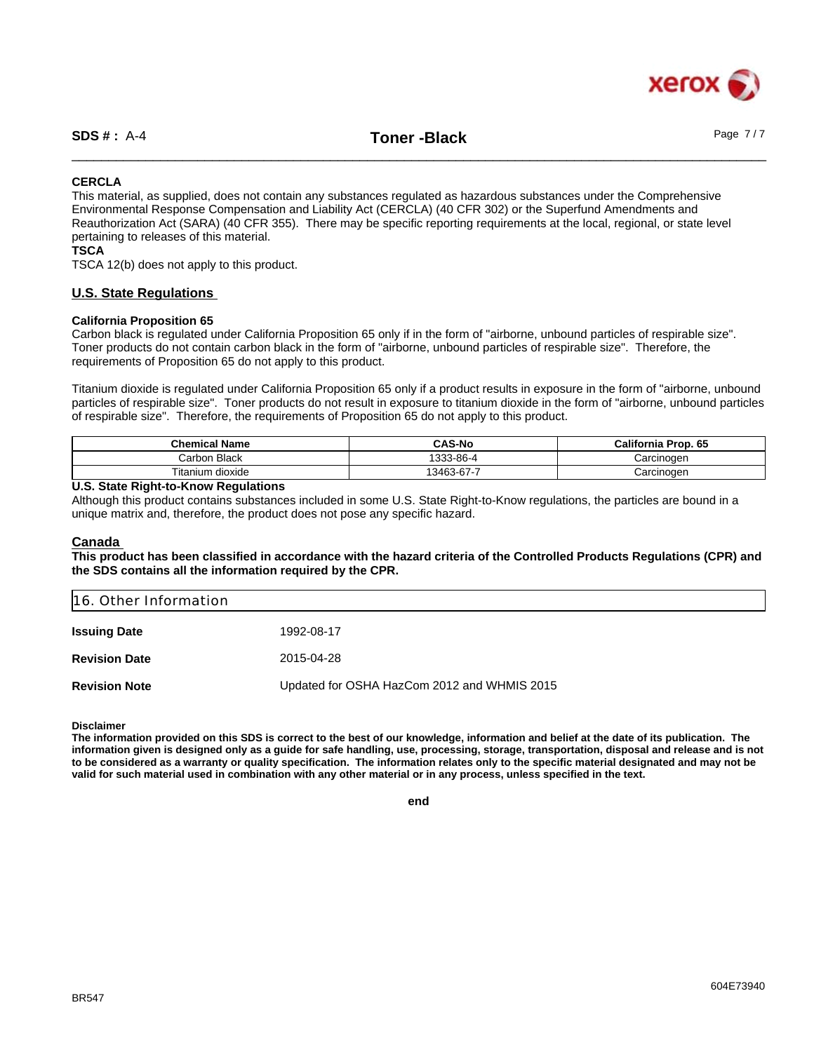**CERCLA**

This material, as supplied, does not contain any substances regulated as hazardous substances under the Comprehensive Environmental Response Compensation and Liability Act (CERCLA) (40 CFR 302) or the Superfund Amendments and Reauthorization Act (SARA) (40 CFR 355). There may be specific reporting requirements at the local, regional, or state level pertaining to releases of this material.

**TSCA**

TSCA 12(b) does not apply to this product.

## U.S. State Regulations

**California Proposition 65**

Carbon black is regulated under California Proposition 65 only if in the form of "airborne, unbound particles of respirable size". Toner products do not contain carbon black in the form of "airborne, unbound particles of respirable size". Therefore, the requirements of Proposition 65 do not apply to this product.

Titanium dioxide is regulated under California Proposition 65 only if a product results in exposure in the form of "airborne, unbound particles of respirable size". Toner products do not result in exposure to titanium dioxide in the form of "airborne, unbound particles of respirable size". Therefore, the requirements of Proposition 65 do not apply to this product.

| Chemical Name | CAS-No | California Prop. 65 |
| --- | --- | --- |
| Carbon Black | 1333-86-4 | Carcinogen |
| Titanium dioxide | 13463-67-7 | Carcinogen |

**U.S. State Right-to-Know Regulations**

Although this product contains substances included in some U.S. State Right-to-Know regulations, the particles are bound in a unique matrix and, therefore, the product does not pose any specific hazard.

## Canada

**This product has been classified in accordance with the hazard criteria of the Controlled Products Regulations (CPR) and the SDS contains all the information required by the CPR.**

## 16. Other Information

**Issuing Date** 1992-08-17

**Revision Date** 2015-04-28

**Revision Note** Updated for OSHA HazCom 2012 and WHMIS 2015

**Disclaimer**

**The information provided on this SDS is correct to the best of our knowledge, information and belief at the date of its publication. The information given is designed only as a guide for safe handling, use, processing, storage, transportation, disposal and release and is not to be considered as a warranty or quality specification. The information relates only to the specific material designated and may not be valid for such material used in combination with any other material or in any process, unless specified in the text.**

**end**